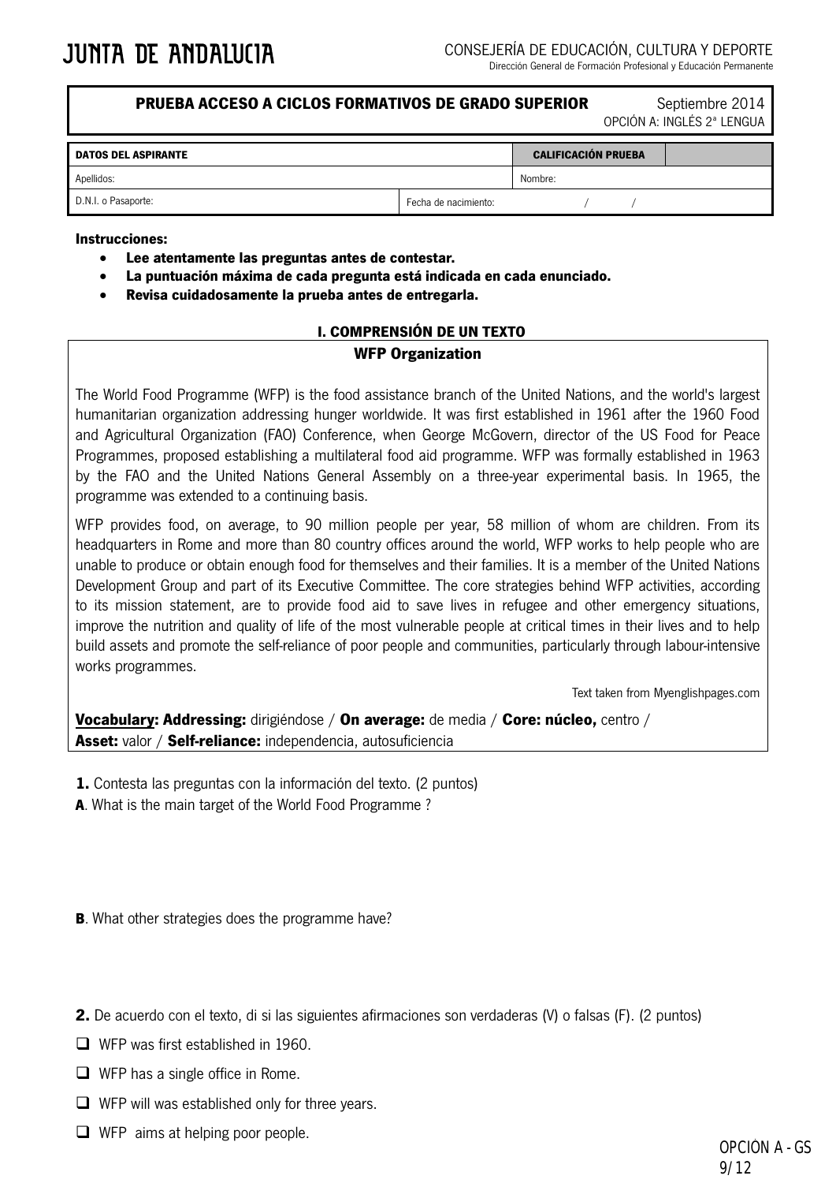JUNTA DE ANDALUCIA

CONSEJERÍA DE EDUCACIÓN, CULTURA Y DEPORTE
Dirección General de Formación Profesional y Educación Permanente

**PRUEBA ACCESO A CICLOS FORMATIVOS DE GRADO SUPERIOR** — Septiembre 2014
OPCIÓN A: INGLÉS 2ª LENGUA

| **DATOS DEL ASPIRANTE** | | **CALIFICACIÓN PRUEBA** | |
|---|---|---|---|
| Apellidos: | | Nombre: | |
| D.N.I. o Pasaporte: | Fecha de nacimiento: / / | | |

**Instrucciones:**

- **Lee atentamente las preguntas antes de contestar.**
- **La puntuación máxima de cada pregunta está indicada en cada enunciado.**
- **Revisa cuidadosamente la prueba antes de entregarla.**

## I. COMPRENSIÓN DE UN TEXTO

### WFP Organization

The World Food Programme (WFP) is the food assistance branch of the United Nations, and the world's largest humanitarian organization addressing hunger worldwide. It was first established in 1961 after the 1960 Food and Agricultural Organization (FAO) Conference, when George McGovern, director of the US Food for Peace Programmes, proposed establishing a multilateral food aid programme. WFP was formally established in 1963 by the FAO and the United Nations General Assembly on a three-year experimental basis. In 1965, the programme was extended to a continuing basis.

WFP provides food, on average, to 90 million people per year, 58 million of whom are children. From its headquarters in Rome and more than 80 country offices around the world, WFP works to help people who are unable to produce or obtain enough food for themselves and their families. It is a member of the United Nations Development Group and part of its Executive Committee. The core strategies behind WFP activities, according to its mission statement, are to provide food aid to save lives in refugee and other emergency situations, improve the nutrition and quality of life of the most vulnerable people at critical times in their lives and to help build assets and promote the self-reliance of poor people and communities, particularly through labour-intensive works programmes.

Text taken from Myenglishpages.com

**Vocabulary: Addressing:** dirigiéndose / **On average:** de media / **Core: núcleo,** centro / **Asset:** valor / **Self-reliance:** independencia, autosuficiencia

**1.** Contesta las preguntas con la información del texto. (2 puntos)

**A**. What is the main target of the World Food Programme ?

**B**. What other strategies does the programme have?

**2.** De acuerdo con el texto, di si las siguientes afirmaciones son verdaderas (V) o falsas (F). (2 puntos)

- ☐ WFP was first established in 1960.
- ☐ WFP has a single office in Rome.
- ☐ WFP will was established only for three years.
- ☐ WFP aims at helping poor people.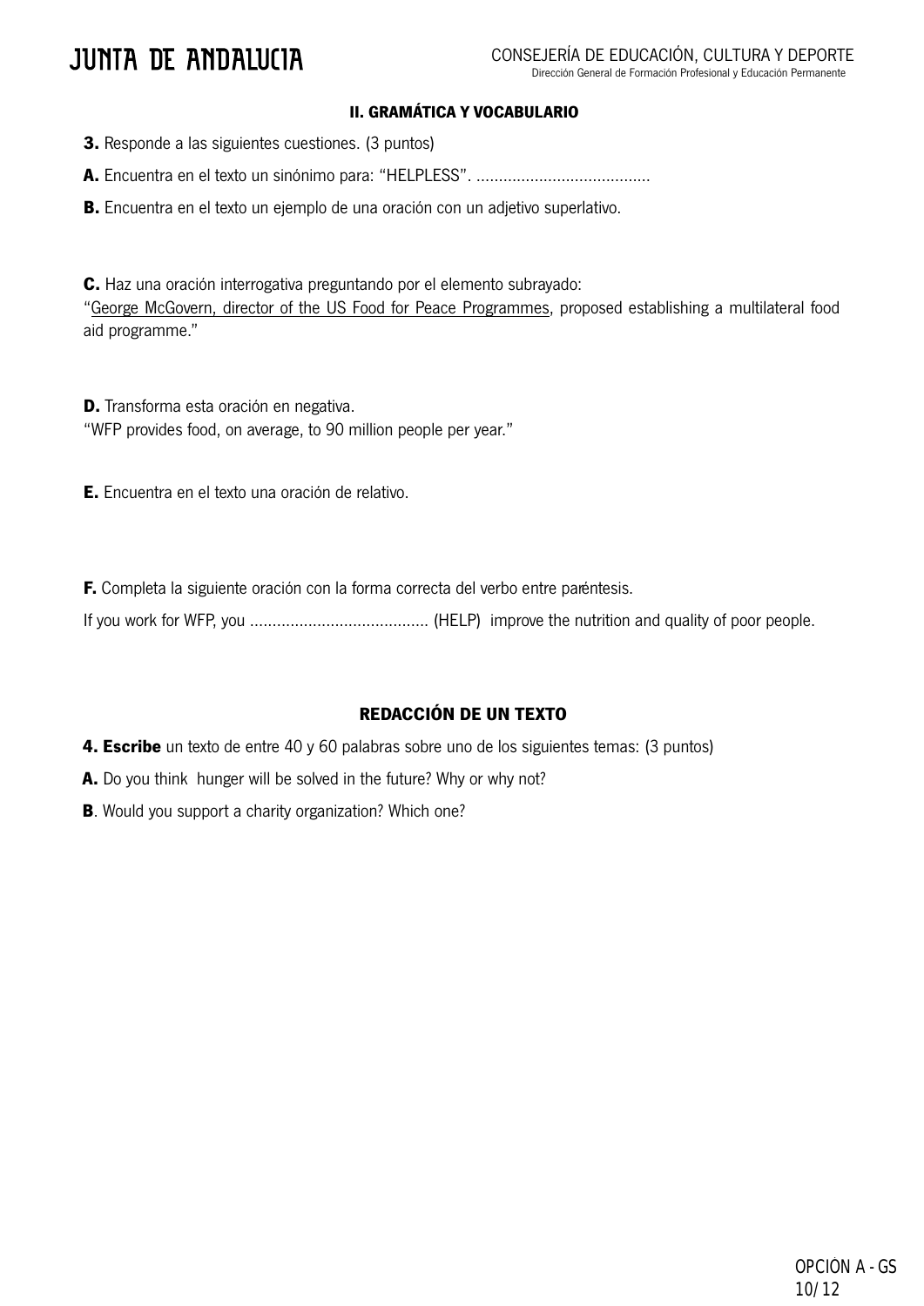### II. GRAMÁTICA Y VOCABULARIO

**3.** Responde a las siguientes cuestiones. (3 puntos)

**A.** Encuentra en el texto un sinónimo para: "HELPLESS". .......................................

**B.** Encuentra en el texto un ejemplo de una oración con un adjetivo superlativo.

**C.** Haz una oración interrogativa preguntando por el elemento subrayado:
"<u>George McGovern, director of the US Food for Peace Programmes</u>, proposed establishing a multilateral food aid programme."

**D.** Transforma esta oración en negativa.
"WFP provides food, on average, to 90 million people per year."

**E.** Encuentra en el texto una oración de relativo.

**F.** Completa la siguiente oración con la forma correcta del verbo entre paréntesis.

If you work for WFP, you ........................................ (HELP) improve the nutrition and quality of poor people.

### REDACCIÓN DE UN TEXTO

**4. Escribe** un texto de entre 40 y 60 palabras sobre uno de los siguientes temas: (3 puntos)

**A.** Do you think hunger will be solved in the future? Why or why not?

**B**. Would you support a charity organization? Which one?